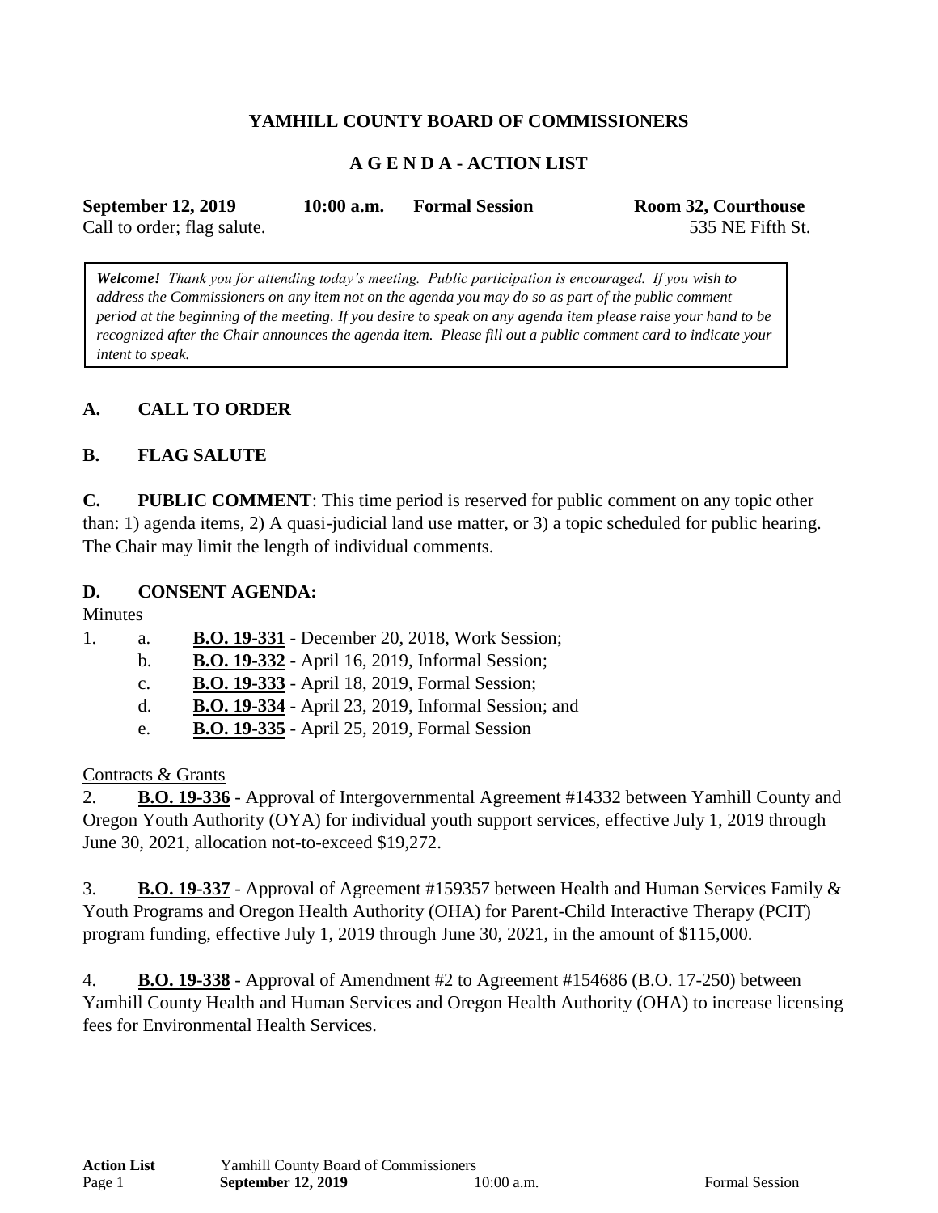**YAMHILL COUNTY BOARD OF COMMISSIONERS**

**A G E N D A - ACTION LIST**

**September 12, 2019** **10:00 a.m.** **Formal Session** **Room 32, Courthouse**
Call to order; flag salute. 535 NE Fifth St.

> ***Welcome!*** *Thank you for attending today's meeting. Public participation is encouraged. If you wish to address the Commissioners on any item not on the agenda you may do so as part of the public comment period at the beginning of the meeting. If you desire to speak on any agenda item please raise your hand to be recognized after the Chair announces the agenda item. Please fill out a public comment card to indicate your intent to speak.*

## A. CALL TO ORDER

## B. FLAG SALUTE

**C. PUBLIC COMMENT**: This time period is reserved for public comment on any topic other than: 1) agenda items, 2) A quasi-judicial land use matter, or 3) a topic scheduled for public hearing. The Chair may limit the length of individual comments.

## D. CONSENT AGENDA:

Minutes

1. a. **B.O. 19-331** - December 20, 2018, Work Session;
   b. **B.O. 19-332** - April 16, 2019, Informal Session;
   c. **B.O. 19-333** - April 18, 2019, Formal Session;
   d. **B.O. 19-334** - April 23, 2019, Informal Session; and
   e. **B.O. 19-335** - April 25, 2019, Formal Session

Contracts & Grants

2. **B.O. 19-336** - Approval of Intergovernmental Agreement #14332 between Yamhill County and Oregon Youth Authority (OYA) for individual youth support services, effective July 1, 2019 through June 30, 2021, allocation not-to-exceed $19,272.

3. **B.O. 19-337** - Approval of Agreement #159357 between Health and Human Services Family & Youth Programs and Oregon Health Authority (OHA) for Parent-Child Interactive Therapy (PCIT) program funding, effective July 1, 2019 through June 30, 2021, in the amount of $115,000.

4. **B.O. 19-338** - Approval of Amendment #2 to Agreement #154686 (B.O. 17-250) between Yamhill County Health and Human Services and Oregon Health Authority (OHA) to increase licensing fees for Environmental Health Services.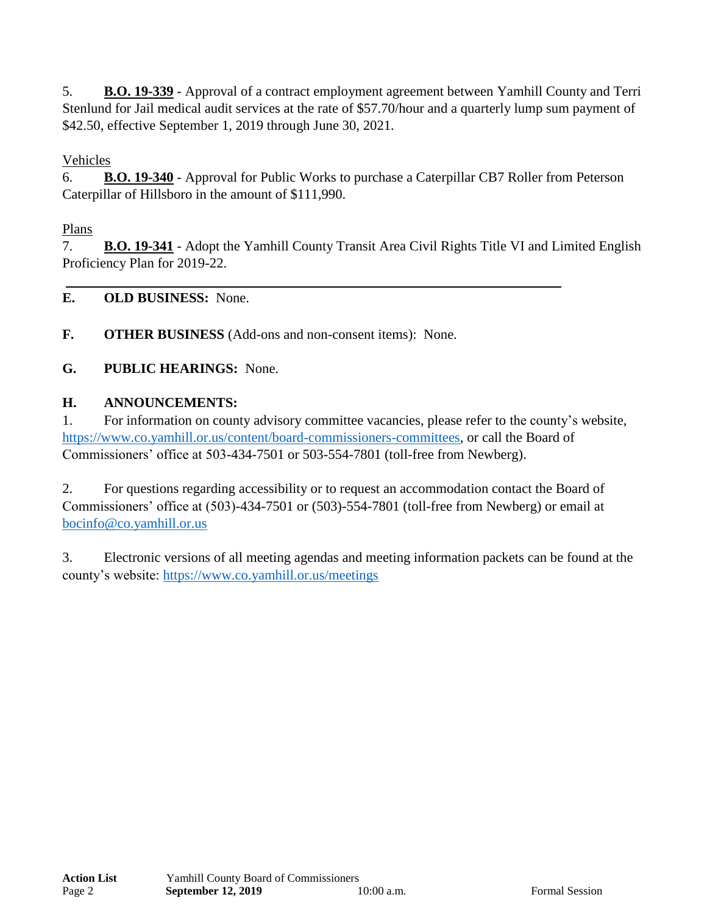5. **B.O. 19-339** - Approval of a contract employment agreement between Yamhill County and Terri Stenlund for Jail medical audit services at the rate of $57.70/hour and a quarterly lump sum payment of $42.50, effective September 1, 2019 through June 30, 2021.

Vehicles

6. **B.O. 19-340** - Approval for Public Works to purchase a Caterpillar CB7 Roller from Peterson Caterpillar of Hillsboro in the amount of $111,990.

Plans

7. **B.O. 19-341** - Adopt the Yamhill County Transit Area Civil Rights Title VI and Limited English Proficiency Plan for 2019-22.

---

**E. OLD BUSINESS:** None.

**F. OTHER BUSINESS** (Add-ons and non-consent items): None.

**G. PUBLIC HEARINGS:** None.

**H. ANNOUNCEMENTS:**

1. For information on county advisory committee vacancies, please refer to the county's website, https://www.co.yamhill.or.us/content/board-commissioners-committees, or call the Board of Commissioners' office at 503-434-7501 or 503-554-7801 (toll-free from Newberg).

2. For questions regarding accessibility or to request an accommodation contact the Board of Commissioners' office at (503)-434-7501 or (503)-554-7801 (toll-free from Newberg) or email at bocinfo@co.yamhill.or.us

3. Electronic versions of all meeting agendas and meeting information packets can be found at the county's website: https://www.co.yamhill.or.us/meetings